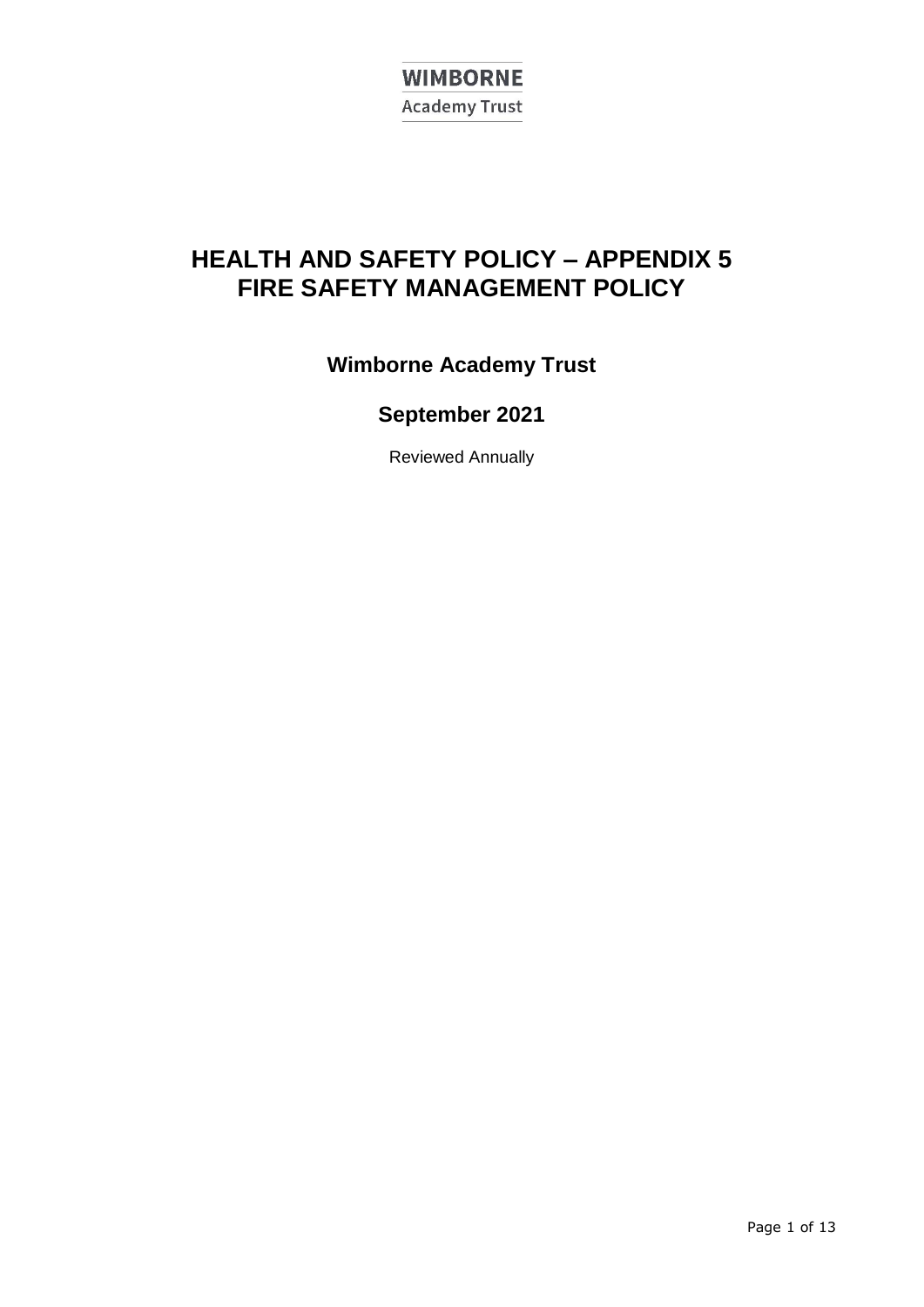WIMBORNE
Academy Trust

# HEALTH AND SAFETY POLICY – APPENDIX 5
# FIRE SAFETY MANAGEMENT POLICY

## Wimborne Academy Trust

## September 2021

Reviewed Annually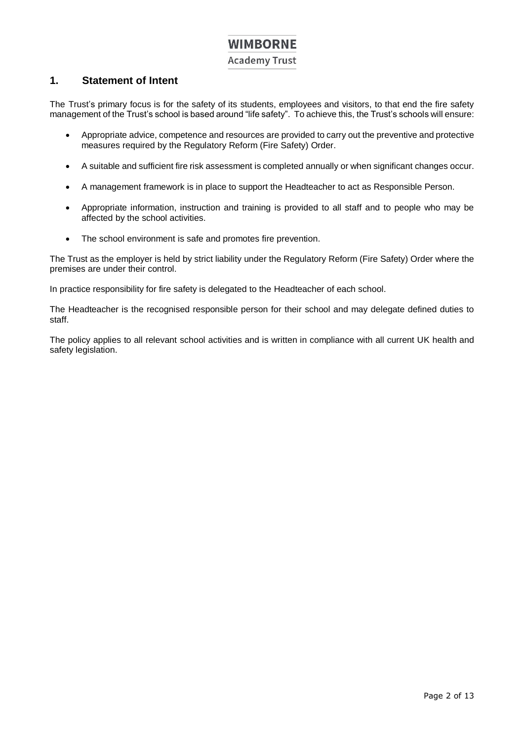## 1. Statement of Intent

The Trust's primary focus is for the safety of its students, employees and visitors, to that end the fire safety management of the Trust's school is based around "life safety". To achieve this, the Trust's schools will ensure:

- Appropriate advice, competence and resources are provided to carry out the preventive and protective measures required by the Regulatory Reform (Fire Safety) Order.
- A suitable and sufficient fire risk assessment is completed annually or when significant changes occur.
- A management framework is in place to support the Headteacher to act as Responsible Person.
- Appropriate information, instruction and training is provided to all staff and to people who may be affected by the school activities.
- The school environment is safe and promotes fire prevention.

The Trust as the employer is held by strict liability under the Regulatory Reform (Fire Safety) Order where the premises are under their control.

In practice responsibility for fire safety is delegated to the Headteacher of each school.

The Headteacher is the recognised responsible person for their school and may delegate defined duties to staff.

The policy applies to all relevant school activities and is written in compliance with all current UK health and safety legislation.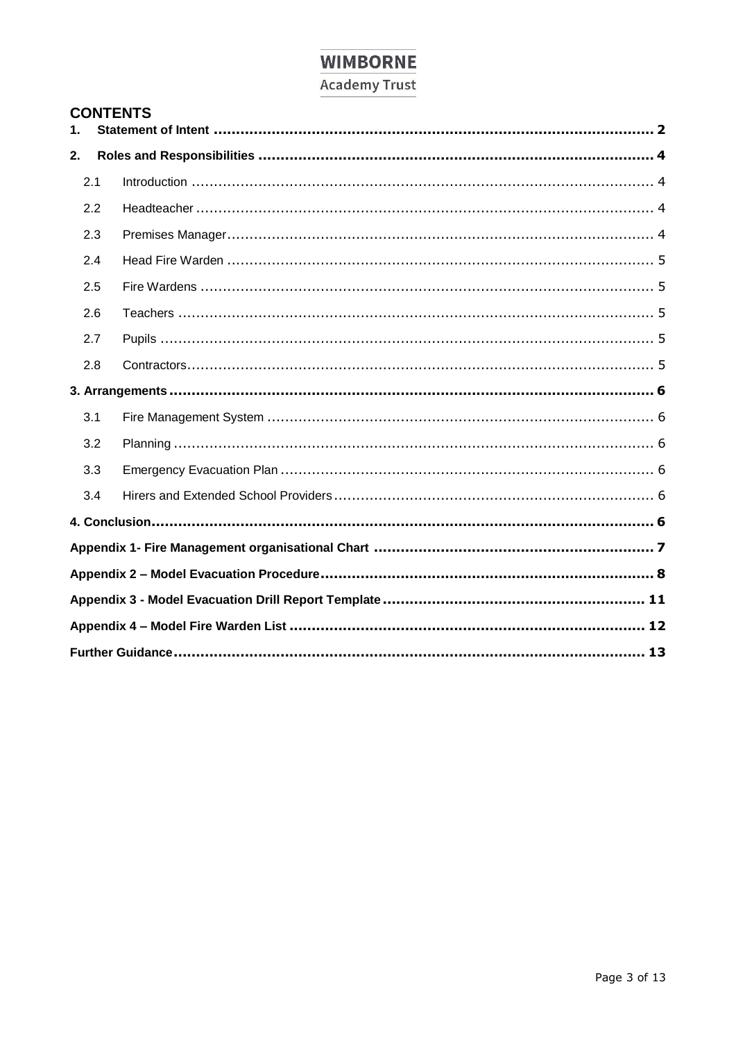**WIMBORNE**
Academy Trust

## CONTENTS

**1. Statement of Intent** ........ **2**

**2. Roles and Responsibilities** ........ **4**

- 2.1 Introduction ........ 4
- 2.2 Headteacher ........ 4
- 2.3 Premises Manager ........ 4
- 2.4 Head Fire Warden ........ 5
- 2.5 Fire Wardens ........ 5
- 2.6 Teachers ........ 5
- 2.7 Pupils ........ 5
- 2.8 Contractors ........ 5

**3. Arrangements** ........ **6**

- 3.1 Fire Management System ........ 6
- 3.2 Planning ........ 6
- 3.3 Emergency Evacuation Plan ........ 6
- 3.4 Hirers and Extended School Providers ........ 6

**4. Conclusion** ........ **6**

**Appendix 1- Fire Management organisational Chart** ........ **7**

**Appendix 2 – Model Evacuation Procedure** ........ **8**

**Appendix 3 - Model Evacuation Drill Report Template** ........ **11**

**Appendix 4 – Model Fire Warden List** ........ **12**

**Further Guidance** ........ **13**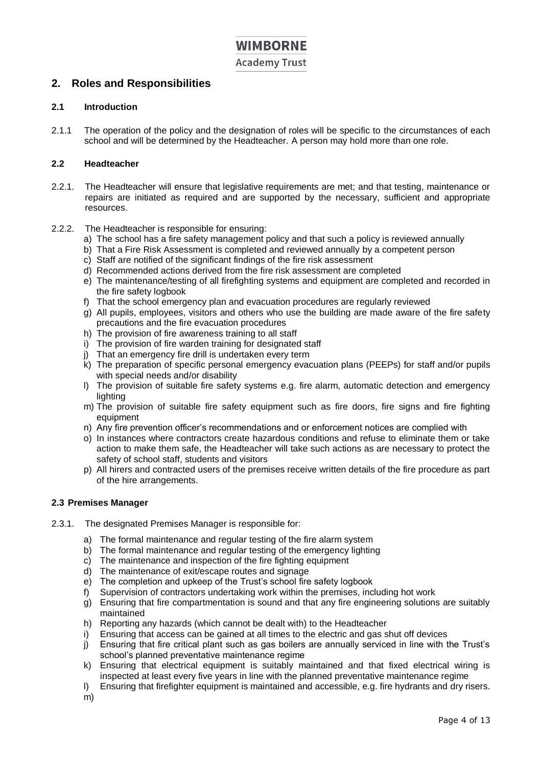## 2. Roles and Responsibilities

### 2.1 Introduction

2.1.1 The operation of the policy and the designation of roles will be specific to the circumstances of each school and will be determined by the Headteacher. A person may hold more than one role.

### 2.2 Headteacher

2.2.1. The Headteacher will ensure that legislative requirements are met; and that testing, maintenance or repairs are initiated as required and are supported by the necessary, sufficient and appropriate resources.

2.2.2. The Headteacher is responsible for ensuring:

a) The school has a fire safety management policy and that such a policy is reviewed annually
b) That a Fire Risk Assessment is completed and reviewed annually by a competent person
c) Staff are notified of the significant findings of the fire risk assessment
d) Recommended actions derived from the fire risk assessment are completed
e) The maintenance/testing of all firefighting systems and equipment are completed and recorded in the fire safety logbook
f) That the school emergency plan and evacuation procedures are regularly reviewed
g) All pupils, employees, visitors and others who use the building are made aware of the fire safety precautions and the fire evacuation procedures
h) The provision of fire awareness training to all staff
i) The provision of fire warden training for designated staff
j) That an emergency fire drill is undertaken every term
k) The preparation of specific personal emergency evacuation plans (PEEPs) for staff and/or pupils with special needs and/or disability
l) The provision of suitable fire safety systems e.g. fire alarm, automatic detection and emergency lighting
m) The provision of suitable fire safety equipment such as fire doors, fire signs and fire fighting equipment
n) Any fire prevention officer's recommendations and or enforcement notices are complied with
o) In instances where contractors create hazardous conditions and refuse to eliminate them or take action to make them safe, the Headteacher will take such actions as are necessary to protect the safety of school staff, students and visitors
p) All hirers and contracted users of the premises receive written details of the fire procedure as part of the hire arrangements.

### 2.3 Premises Manager

2.3.1. The designated Premises Manager is responsible for:

a) The formal maintenance and regular testing of the fire alarm system
b) The formal maintenance and regular testing of the emergency lighting
c) The maintenance and inspection of the fire fighting equipment
d) The maintenance of exit/escape routes and signage
e) The completion and upkeep of the Trust's school fire safety logbook
f) Supervision of contractors undertaking work within the premises, including hot work
g) Ensuring that fire compartmentation is sound and that any fire engineering solutions are suitably maintained
h) Reporting any hazards (which cannot be dealt with) to the Headteacher
i) Ensuring that access can be gained at all times to the electric and gas shut off devices
j) Ensuring that fire critical plant such as gas boilers are annually serviced in line with the Trust's school's planned preventative maintenance regime
k) Ensuring that electrical equipment is suitably maintained and that fixed electrical wiring is inspected at least every five years in line with the planned preventative maintenance regime
l) Ensuring that firefighter equipment is maintained and accessible, e.g. fire hydrants and dry risers.
m)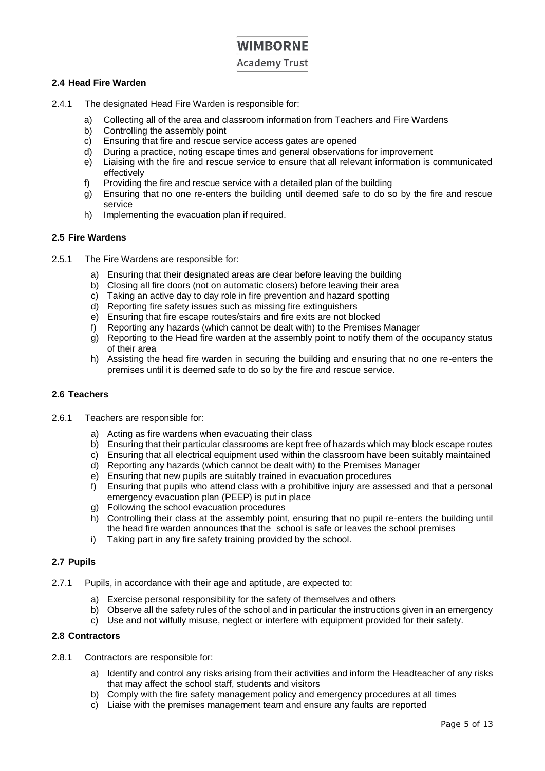### 2.4 Head Fire Warden

2.4.1 The designated Head Fire Warden is responsible for:

a) Collecting all of the area and classroom information from Teachers and Fire Wardens
b) Controlling the assembly point
c) Ensuring that fire and rescue service access gates are opened
d) During a practice, noting escape times and general observations for improvement
e) Liaising with the fire and rescue service to ensure that all relevant information is communicated effectively
f) Providing the fire and rescue service with a detailed plan of the building
g) Ensuring that no one re-enters the building until deemed safe to do so by the fire and rescue service
h) Implementing the evacuation plan if required.

### 2.5 Fire Wardens

2.5.1 The Fire Wardens are responsible for:

a) Ensuring that their designated areas are clear before leaving the building
b) Closing all fire doors (not on automatic closers) before leaving their area
c) Taking an active day to day role in fire prevention and hazard spotting
d) Reporting fire safety issues such as missing fire extinguishers
e) Ensuring that fire escape routes/stairs and fire exits are not blocked
f) Reporting any hazards (which cannot be dealt with) to the Premises Manager
g) Reporting to the Head fire warden at the assembly point to notify them of the occupancy status of their area
h) Assisting the head fire warden in securing the building and ensuring that no one re-enters the premises until it is deemed safe to do so by the fire and rescue service.

### 2.6 Teachers

2.6.1 Teachers are responsible for:

a) Acting as fire wardens when evacuating their class
b) Ensuring that their particular classrooms are kept free of hazards which may block escape routes
c) Ensuring that all electrical equipment used within the classroom have been suitably maintained
d) Reporting any hazards (which cannot be dealt with) to the Premises Manager
e) Ensuring that new pupils are suitably trained in evacuation procedures
f) Ensuring that pupils who attend class with a prohibitive injury are assessed and that a personal emergency evacuation plan (PEEP) is put in place
g) Following the school evacuation procedures
h) Controlling their class at the assembly point, ensuring that no pupil re-enters the building until the head fire warden announces that the school is safe or leaves the school premises
i) Taking part in any fire safety training provided by the school.

### 2.7 Pupils

2.7.1 Pupils, in accordance with their age and aptitude, are expected to:

a) Exercise personal responsibility for the safety of themselves and others
b) Observe all the safety rules of the school and in particular the instructions given in an emergency
c) Use and not wilfully misuse, neglect or interfere with equipment provided for their safety.

### 2.8 Contractors

2.8.1 Contractors are responsible for:

a) Identify and control any risks arising from their activities and inform the Headteacher of any risks that may affect the school staff, students and visitors
b) Comply with the fire safety management policy and emergency procedures at all times
c) Liaise with the premises management team and ensure any faults are reported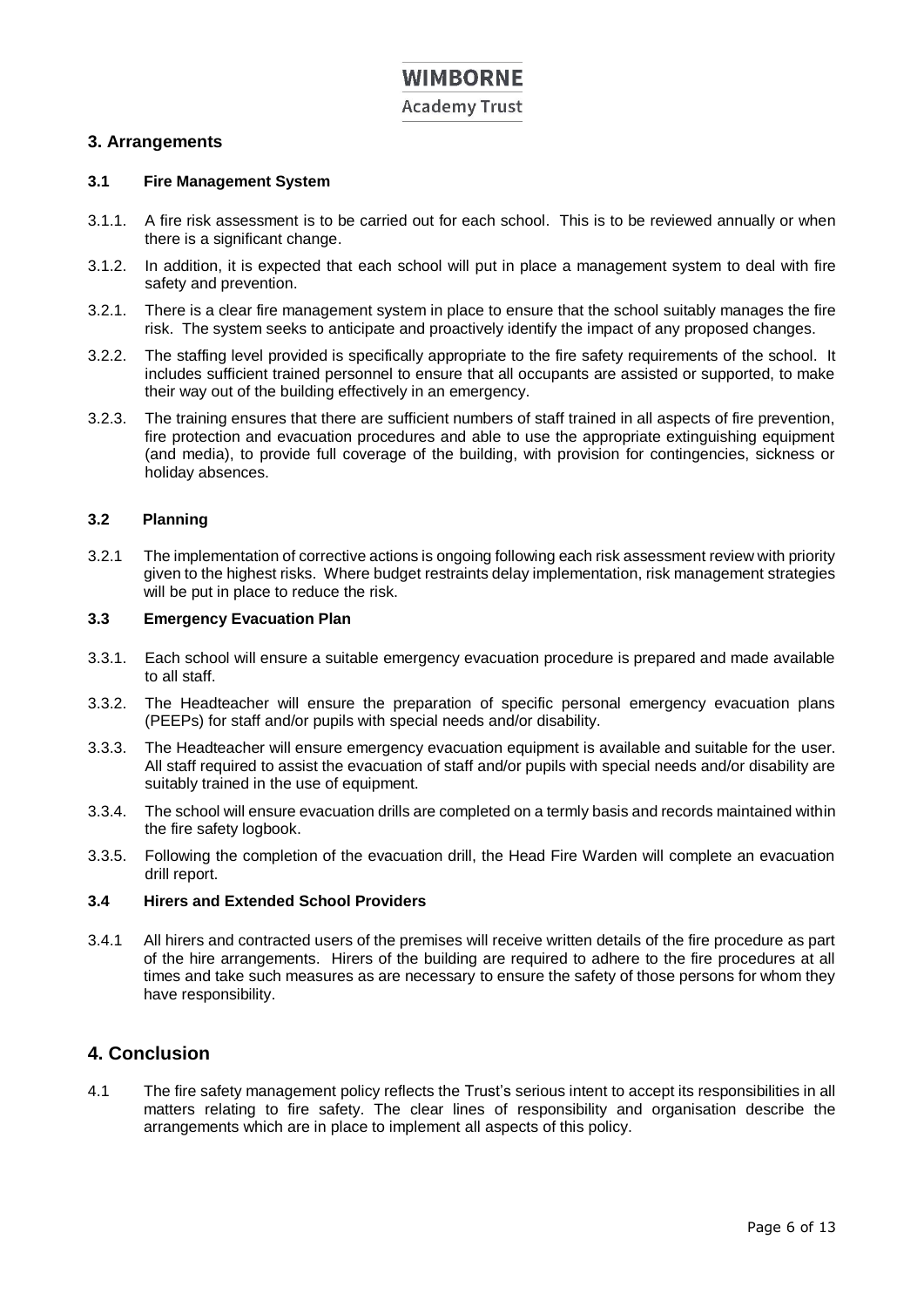## 3. Arrangements

### 3.1 Fire Management System

3.1.1. A fire risk assessment is to be carried out for each school. This is to be reviewed annually or when there is a significant change.

3.1.2. In addition, it is expected that each school will put in place a management system to deal with fire safety and prevention.

3.2.1. There is a clear fire management system in place to ensure that the school suitably manages the fire risk. The system seeks to anticipate and proactively identify the impact of any proposed changes.

3.2.2. The staffing level provided is specifically appropriate to the fire safety requirements of the school. It includes sufficient trained personnel to ensure that all occupants are assisted or supported, to make their way out of the building effectively in an emergency.

3.2.3. The training ensures that there are sufficient numbers of staff trained in all aspects of fire prevention, fire protection and evacuation procedures and able to use the appropriate extinguishing equipment (and media), to provide full coverage of the building, with provision for contingencies, sickness or holiday absences.

### 3.2 Planning

3.2.1 The implementation of corrective actions is ongoing following each risk assessment review with priority given to the highest risks. Where budget restraints delay implementation, risk management strategies will be put in place to reduce the risk.

### 3.3 Emergency Evacuation Plan

3.3.1. Each school will ensure a suitable emergency evacuation procedure is prepared and made available to all staff.

3.3.2. The Headteacher will ensure the preparation of specific personal emergency evacuation plans (PEEPs) for staff and/or pupils with special needs and/or disability.

3.3.3. The Headteacher will ensure emergency evacuation equipment is available and suitable for the user. All staff required to assist the evacuation of staff and/or pupils with special needs and/or disability are suitably trained in the use of equipment.

3.3.4. The school will ensure evacuation drills are completed on a termly basis and records maintained within the fire safety logbook.

3.3.5. Following the completion of the evacuation drill, the Head Fire Warden will complete an evacuation drill report.

### 3.4 Hirers and Extended School Providers

3.4.1 All hirers and contracted users of the premises will receive written details of the fire procedure as part of the hire arrangements. Hirers of the building are required to adhere to the fire procedures at all times and take such measures as are necessary to ensure the safety of those persons for whom they have responsibility.

## 4. Conclusion

4.1 The fire safety management policy reflects the Trust's serious intent to accept its responsibilities in all matters relating to fire safety. The clear lines of responsibility and organisation describe the arrangements which are in place to implement all aspects of this policy.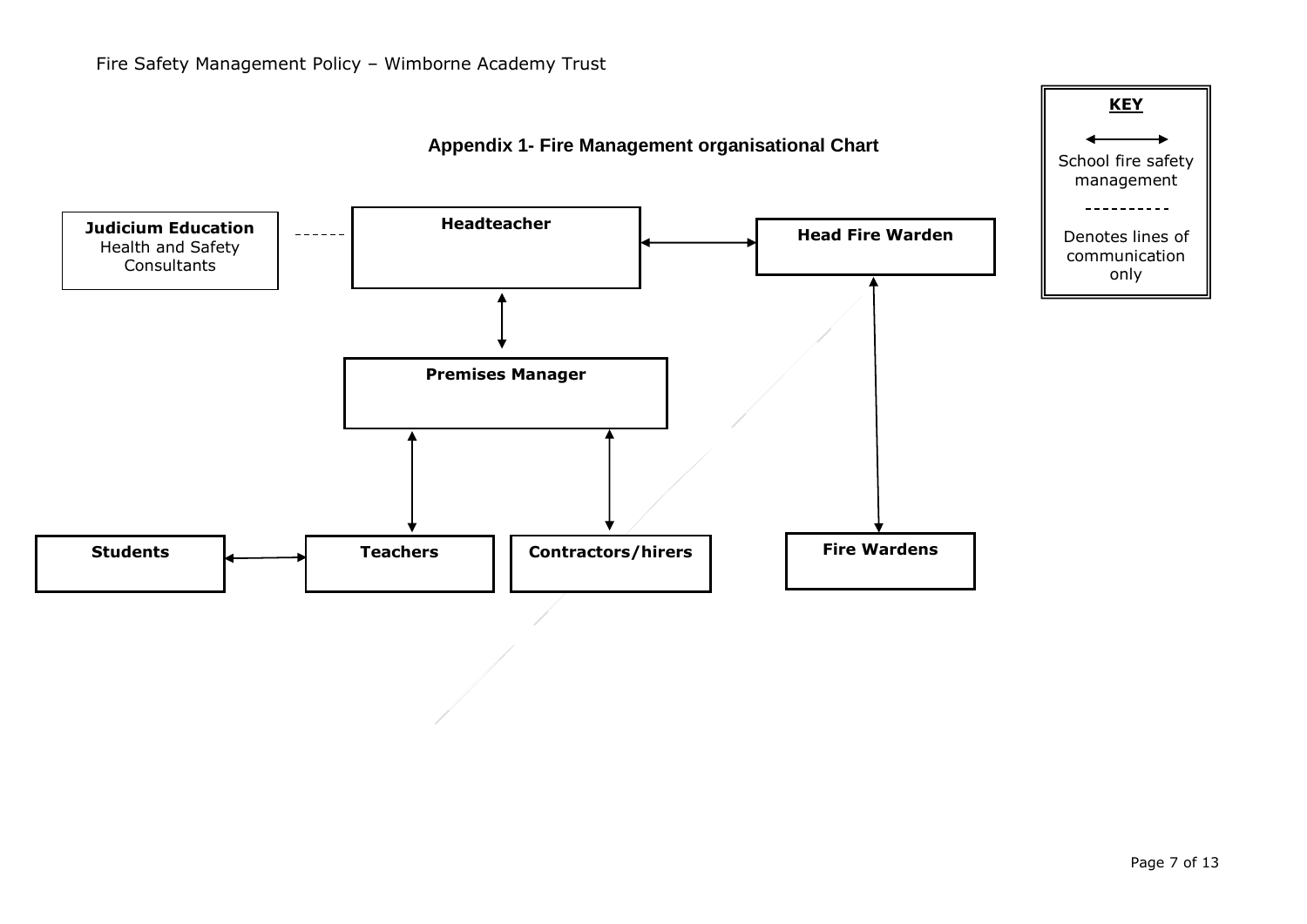## Appendix 1- Fire Management organisational Chart

**Judicium Education**
Health and Safety Consultants

**Headteacher**

**Head Fire Warden**

**Premises Manager**

**Students**

**Teachers**

**Contractors/hirers**

**Fire Wardens**

**KEY**

↔ School fire safety management

---------- Denotes lines of communication only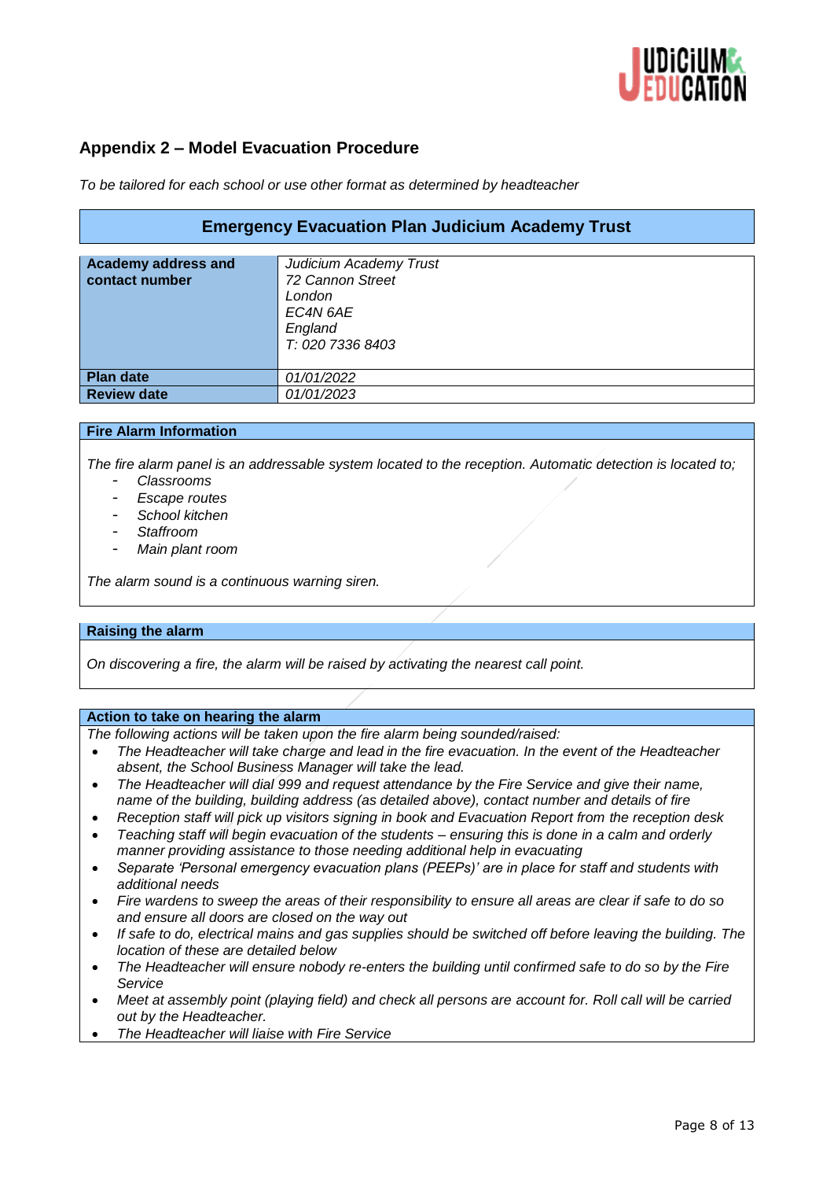## Appendix 2 – Model Evacuation Procedure

*To be tailored for each school or use other format as determined by headteacher*

| **Emergency Evacuation Plan Judicium Academy Trust** | |
|---|---|
| **Academy address and contact number** | *Judicium Academy Trust*<br>*72 Cannon Street*<br>*London*<br>*EC4N 6AE*<br>*England*<br>*T: 020 7336 8403* |
| **Plan date** | *01/01/2022* |
| **Review date** | *01/01/2023* |

**Fire Alarm Information**

*The fire alarm panel is an addressable system located to the reception. Automatic detection is located to;*

- *Classrooms*
- *Escape routes*
- *School kitchen*
- *Staffroom*
- *Main plant room*

*The alarm sound is a continuous warning siren.*

**Raising the alarm**

*On discovering a fire, the alarm will be raised by activating the nearest call point.*

**Action to take on hearing the alarm**

*The following actions will be taken upon the fire alarm being sounded/raised:*

- *The Headteacher will take charge and lead in the fire evacuation. In the event of the Headteacher absent, the School Business Manager will take the lead.*
- *The Headteacher will dial 999 and request attendance by the Fire Service and give their name, name of the building, building address (as detailed above), contact number and details of fire*
- *Reception staff will pick up visitors signing in book and Evacuation Report from the reception desk*
- *Teaching staff will begin evacuation of the students – ensuring this is done in a calm and orderly manner providing assistance to those needing additional help in evacuating*
- *Separate 'Personal emergency evacuation plans (PEEPs)' are in place for staff and students with additional needs*
- *Fire wardens to sweep the areas of their responsibility to ensure all areas are clear if safe to do so and ensure all doors are closed on the way out*
- *If safe to do, electrical mains and gas supplies should be switched off before leaving the building. The location of these are detailed below*
- *The Headteacher will ensure nobody re-enters the building until confirmed safe to do so by the Fire Service*
- *Meet at assembly point (playing field) and check all persons are account for. Roll call will be carried out by the Headteacher.*
- *The Headteacher will liaise with Fire Service*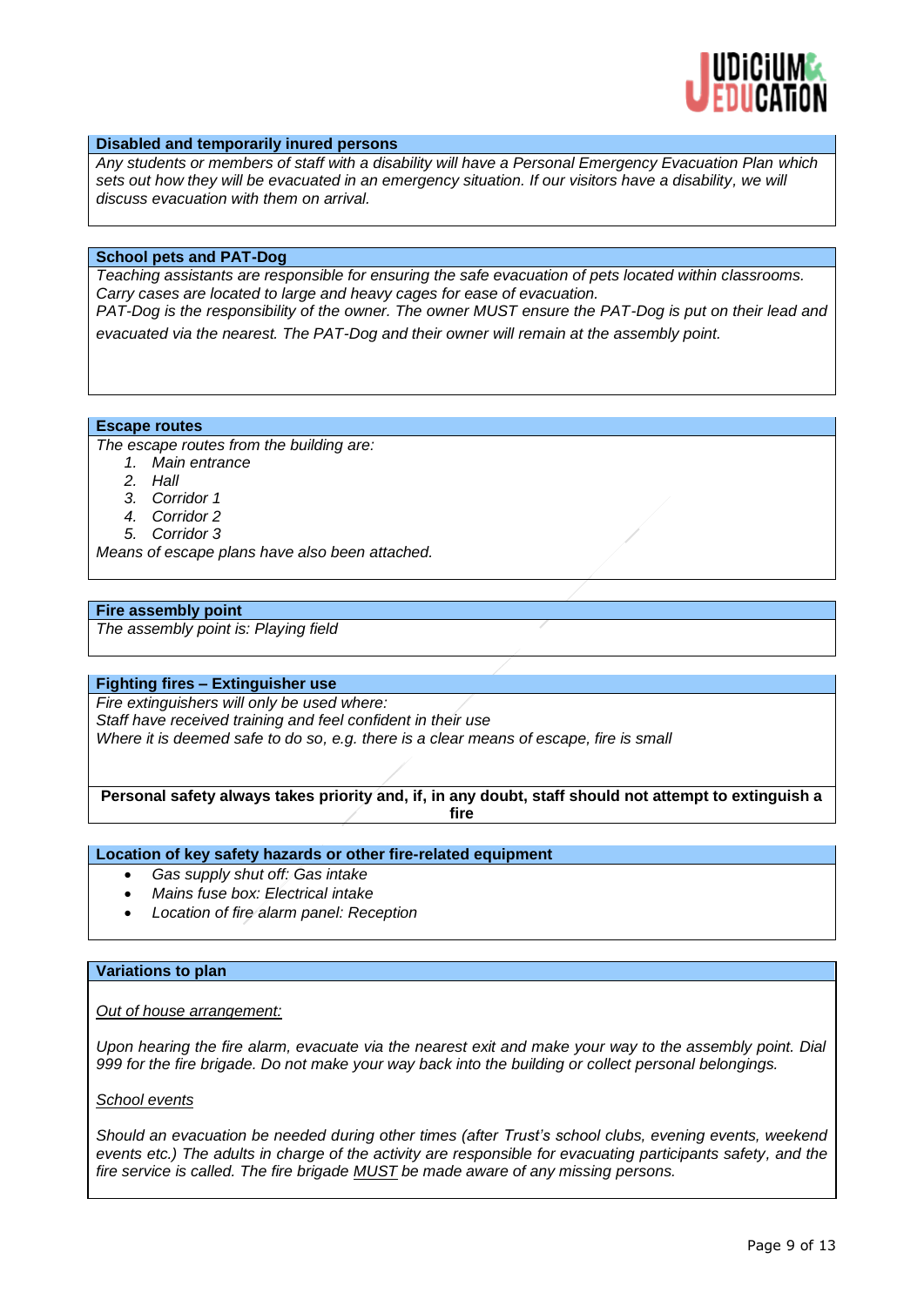## Disabled and temporarily inured persons

*Any students or members of staff with a disability will have a Personal Emergency Evacuation Plan which sets out how they will be evacuated in an emergency situation. If our visitors have a disability, we will discuss evacuation with them on arrival.*

## School pets and PAT-Dog

*Teaching assistants are responsible for ensuring the safe evacuation of pets located within classrooms. Carry cases are located to large and heavy cages for ease of evacuation.*
*PAT-Dog is the responsibility of the owner. The owner MUST ensure the PAT-Dog is put on their lead and evacuated via the nearest. The PAT-Dog and their owner will remain at the assembly point.*

## Escape routes

*The escape routes from the building are:*

1. *Main entrance*
2. *Hall*
3. *Corridor 1*
4. *Corridor 2*
5. *Corridor 3*

*Means of escape plans have also been attached.*

## Fire assembly point

*The assembly point is: Playing field*

## Fighting fires – Extinguisher use

*Fire extinguishers will only be used where:*
*Staff have received training and feel confident in their use*
*Where it is deemed safe to do so, e.g. there is a clear means of escape, fire is small*

**Personal safety always takes priority and, if, in any doubt, staff should not attempt to extinguish a fire**

## Location of key safety hazards or other fire-related equipment

- *Gas supply shut off: Gas intake*
- *Mains fuse box: Electrical intake*
- *Location of fire alarm panel: Reception*

## Variations to plan

*Out of house arrangement:*

*Upon hearing the fire alarm, evacuate via the nearest exit and make your way to the assembly point. Dial 999 for the fire brigade. Do not make your way back into the building or collect personal belongings.*

*School events*

*Should an evacuation be needed during other times (after Trust's school clubs, evening events, weekend events etc.) The adults in charge of the activity are responsible for evacuating participants safety, and the fire service is called. The fire brigade MUST be made aware of any missing persons.*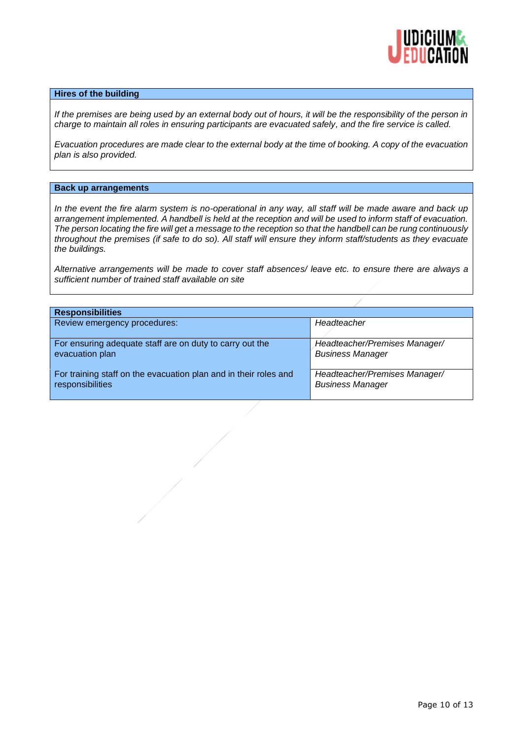| Hires of the building |
|---|
| *If the premises are being used by an external body out of hours, it will be the responsibility of the person in charge to maintain all roles in ensuring participants are evacuated safely, and the fire service is called.*<br><br>*Evacuation procedures are made clear to the external body at the time of booking. A copy of the evacuation plan is also provided.* |

| Back up arrangements |
|---|
| *In the event the fire alarm system is no-operational in any way, all staff will be made aware and back up arrangement implemented. A handbell is held at the reception and will be used to inform staff of evacuation. The person locating the fire will get a message to the reception so that the handbell can be rung continuously throughout the premises (if safe to do so). All staff will ensure they inform staff/students as they evacuate the buildings.*<br><br>*Alternative arrangements will be made to cover staff absences/ leave etc. to ensure there are always a sufficient number of trained staff available on site* |

| Responsibilities | |
|---|---|
| Review emergency procedures: | *Headteacher* |
| For ensuring adequate staff are on duty to carry out the evacuation plan | *Headteacher/Premises Manager/ Business Manager* |
| For training staff on the evacuation plan and in their roles and responsibilities | *Headteacher/Premises Manager/ Business Manager* |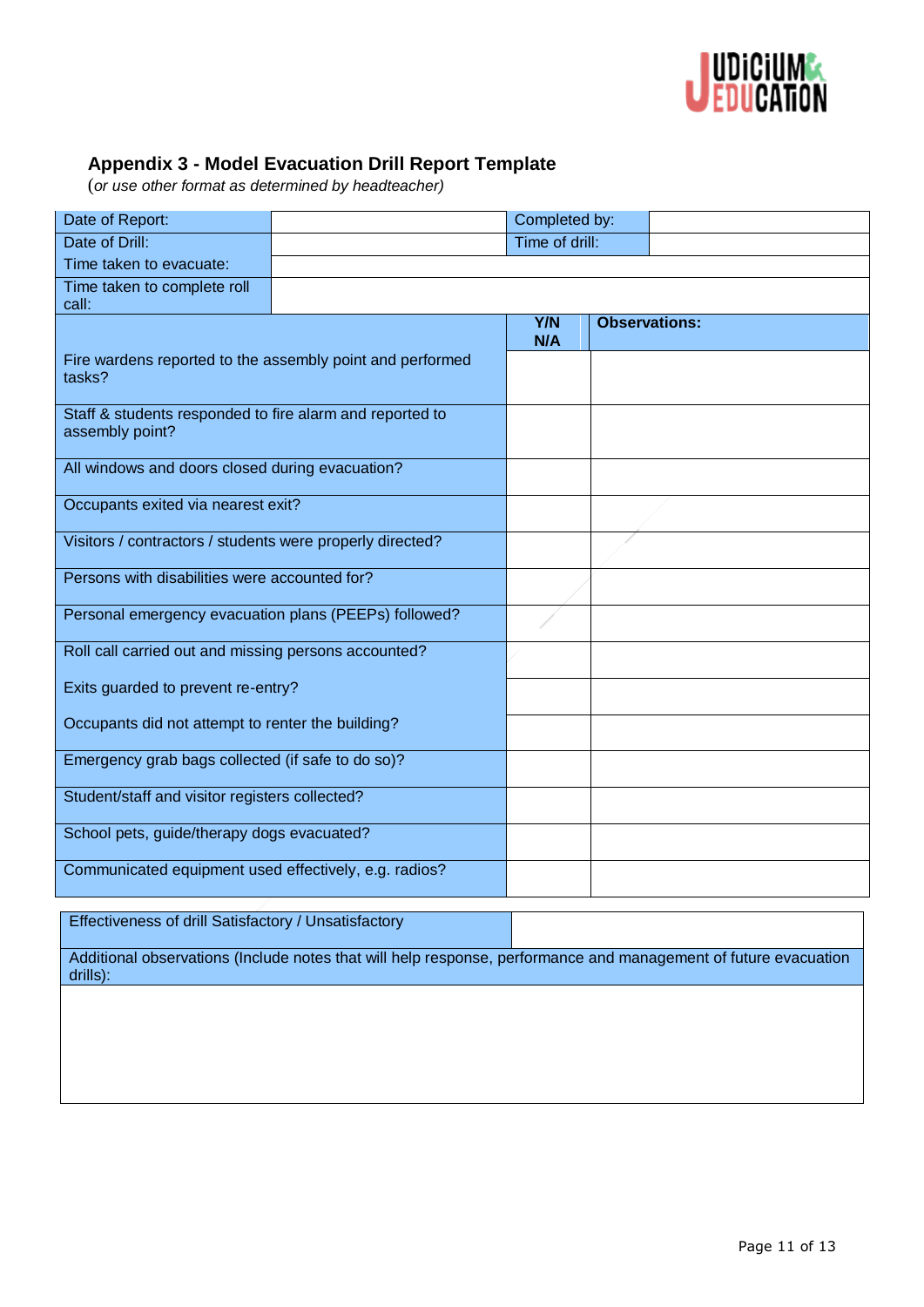## Appendix 3 - Model Evacuation Drill Report Template

(*or use other format as determined by headteacher)*

| Date of Report: | | Completed by: | |
|---|---|---|---|
| Date of Drill: | | Time of drill: | |
| Time taken to evacuate: | | | |
| Time taken to complete roll call: | | | |

| | **Y/N N/A** | **Observations:** |
|---|---|---|
| Fire wardens reported to the assembly point and performed tasks? | | |
| Staff & students responded to fire alarm and reported to assembly point? | | |
| All windows and doors closed during evacuation? | | |
| Occupants exited via nearest exit? | | |
| Visitors / contractors / students were properly directed? | | |
| Persons with disabilities were accounted for? | | |
| Personal emergency evacuation plans (PEEPs) followed? | | |
| Roll call carried out and missing persons accounted? | | |
| Exits guarded to prevent re-entry? | | |
| Occupants did not attempt to renter the building? | | |
| Emergency grab bags collected (if safe to do so)? | | |
| Student/staff and visitor registers collected? | | |
| School pets, guide/therapy dogs evacuated? | | |
| Communicated equipment used effectively, e.g. radios? | | |

| Effectiveness of drill Satisfactory / Unsatisfactory | |
|---|---|
| Additional observations (Include notes that will help response, performance and management of future evacuation drills): | |
| | |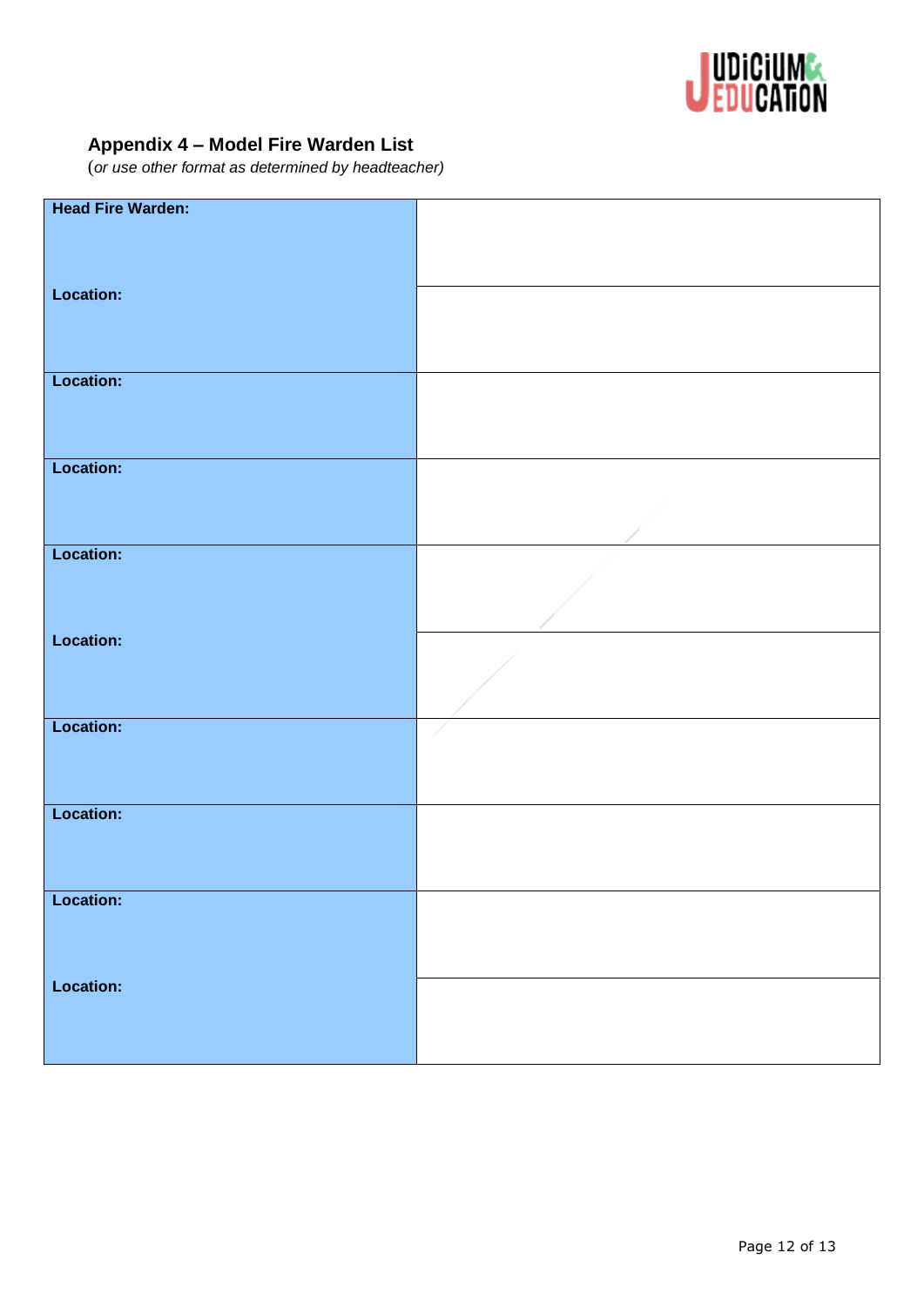## Appendix 4 – Model Fire Warden List

(*or use other format as determined by headteacher)*

| **Head Fire Warden:** | |
|---|---|
| **Location:** | |
| **Location:** | |
| **Location:** | |
| **Location:** | |
| **Location:** | |
| **Location:** | |
| **Location:** | |
| **Location:** | |
| **Location:** | |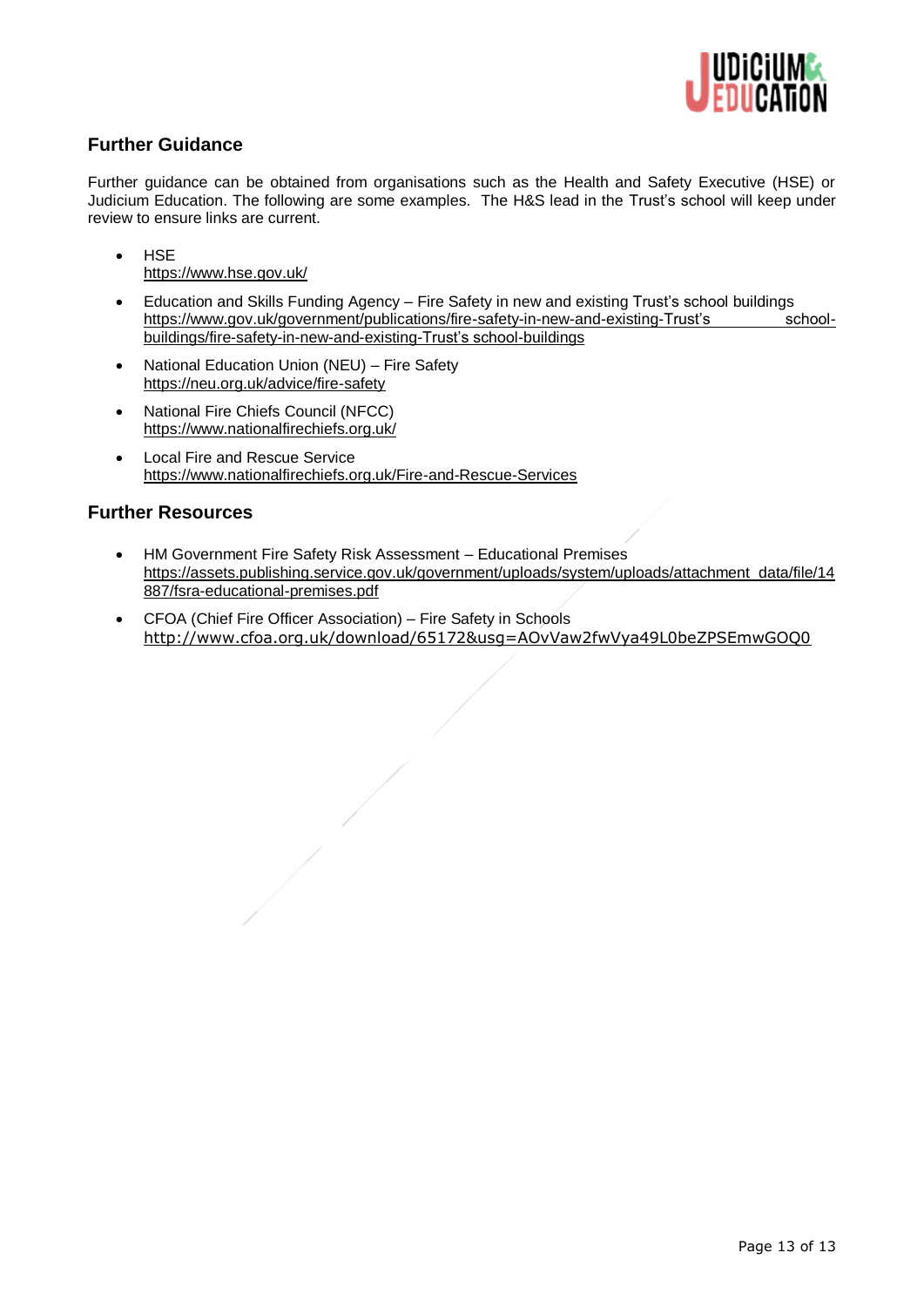## Further Guidance

Further guidance can be obtained from organisations such as the Health and Safety Executive (HSE) or Judicium Education. The following are some examples. The H&S lead in the Trust's school will keep under review to ensure links are current.

- HSE
  https://www.hse.gov.uk/
- Education and Skills Funding Agency – Fire Safety in new and existing Trust's school buildings
  https://www.gov.uk/government/publications/fire-safety-in-new-and-existing-Trust's school-buildings/fire-safety-in-new-and-existing-Trust's school-buildings
- National Education Union (NEU) – Fire Safety
  https://neu.org.uk/advice/fire-safety
- National Fire Chiefs Council (NFCC)
  https://www.nationalfirechiefs.org.uk/
- Local Fire and Rescue Service
  https://www.nationalfirechiefs.org.uk/Fire-and-Rescue-Services

## Further Resources

- HM Government Fire Safety Risk Assessment – Educational Premises
  https://assets.publishing.service.gov.uk/government/uploads/system/uploads/attachment_data/file/14887/fsra-educational-premises.pdf
- CFOA (Chief Fire Officer Association) – Fire Safety in Schools
  http://www.cfoa.org.uk/download/65172&usg=AOvVaw2fwVya49L0beZPSEmwGOQ0